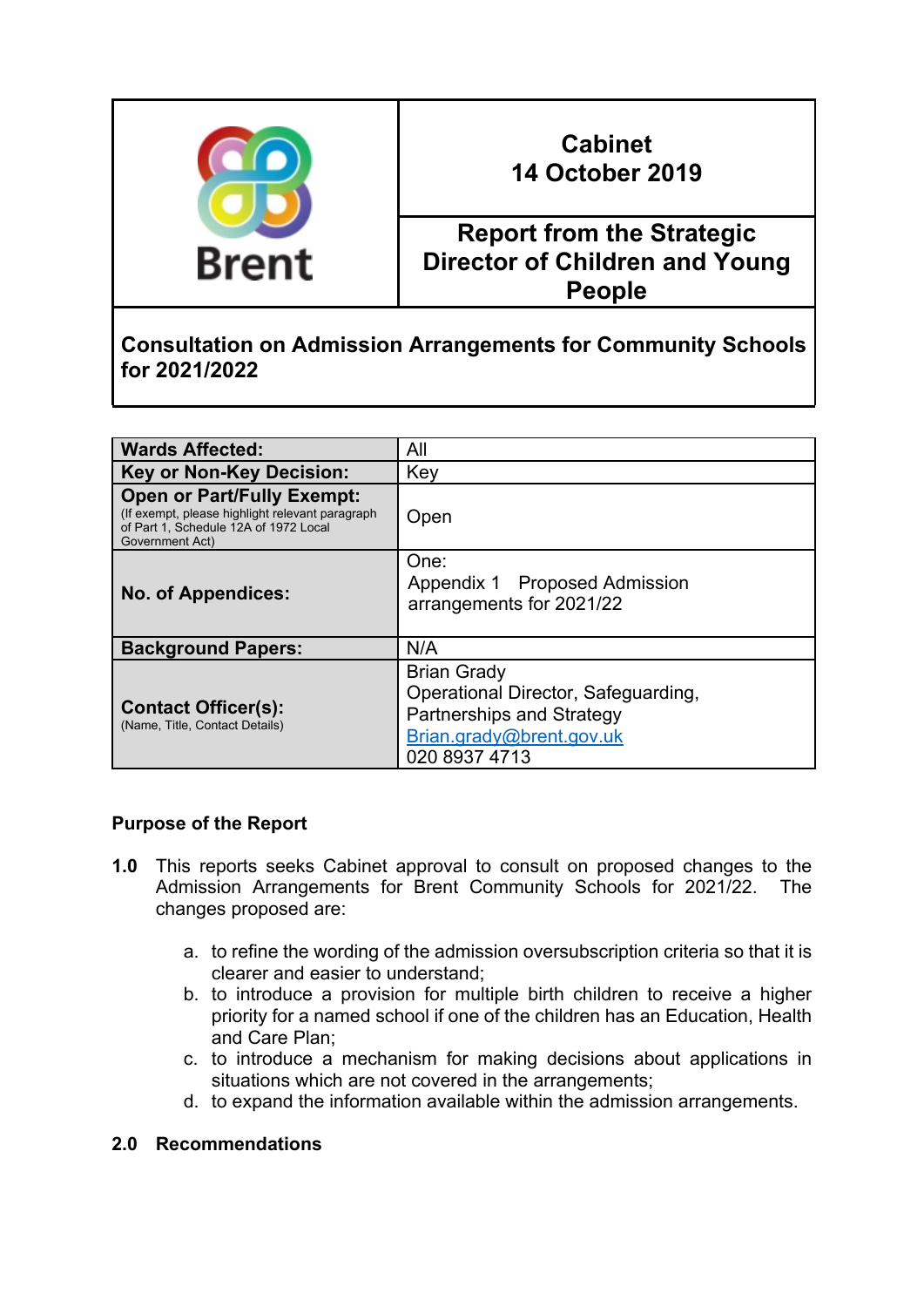| Brent | Cabinet<br>14 October 2019 |
|---|---|
| | Report from the Strategic Director of Children and Young People |

## Consultation on Admission Arrangements for Community Schools for 2021/2022

| | |
|---|---|
| **Wards Affected:** | All |
| **Key or Non-Key Decision:** | Key |
| **Open or Part/Fully Exempt:**<br>(If exempt, please highlight relevant paragraph of Part 1, Schedule 12A of 1972 Local Government Act) | Open |
| **No. of Appendices:** | One:<br>Appendix 1 Proposed Admission arrangements for 2021/22 |
| **Background Papers:** | N/A |
| **Contact Officer(s):**<br>(Name, Title, Contact Details) | Brian Grady<br>Operational Director, Safeguarding, Partnerships and Strategy<br>Brian.grady@brent.gov.uk<br>020 8937 4713 |

### Purpose of the Report

**1.0** This reports seeks Cabinet approval to consult on proposed changes to the Admission Arrangements for Brent Community Schools for 2021/22. The changes proposed are:

a. to refine the wording of the admission oversubscription criteria so that it is clearer and easier to understand;
b. to introduce a provision for multiple birth children to receive a higher priority for a named school if one of the children has an Education, Health and Care Plan;
c. to introduce a mechanism for making decisions about applications in situations which are not covered in the arrangements;
d. to expand the information available within the admission arrangements.

### 2.0 Recommendations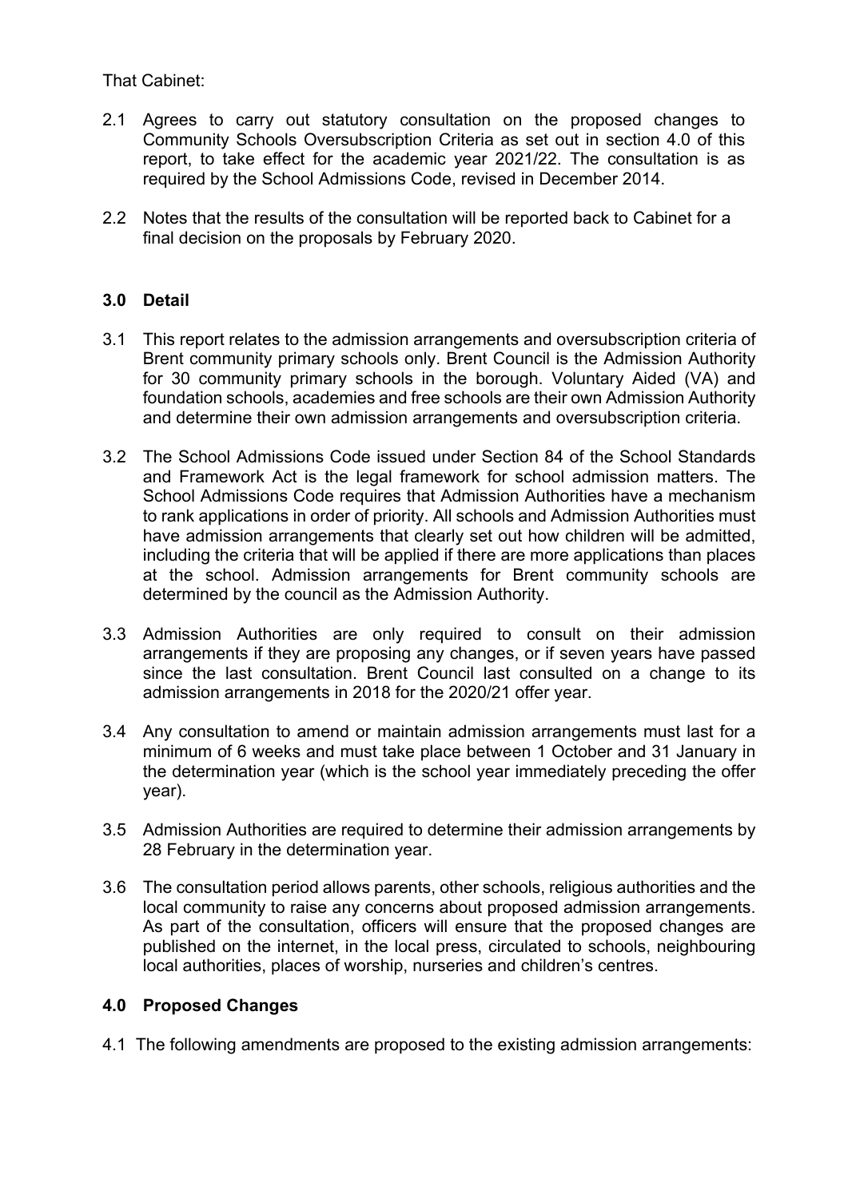That Cabinet:

2.1 Agrees to carry out statutory consultation on the proposed changes to Community Schools Oversubscription Criteria as set out in section 4.0 of this report, to take effect for the academic year 2021/22. The consultation is as required by the School Admissions Code, revised in December 2014.

2.2 Notes that the results of the consultation will be reported back to Cabinet for a final decision on the proposals by February 2020.

### 3.0 Detail

3.1 This report relates to the admission arrangements and oversubscription criteria of Brent community primary schools only. Brent Council is the Admission Authority for 30 community primary schools in the borough. Voluntary Aided (VA) and foundation schools, academies and free schools are their own Admission Authority and determine their own admission arrangements and oversubscription criteria.

3.2 The School Admissions Code issued under Section 84 of the School Standards and Framework Act is the legal framework for school admission matters. The School Admissions Code requires that Admission Authorities have a mechanism to rank applications in order of priority. All schools and Admission Authorities must have admission arrangements that clearly set out how children will be admitted, including the criteria that will be applied if there are more applications than places at the school. Admission arrangements for Brent community schools are determined by the council as the Admission Authority.

3.3 Admission Authorities are only required to consult on their admission arrangements if they are proposing any changes, or if seven years have passed since the last consultation. Brent Council last consulted on a change to its admission arrangements in 2018 for the 2020/21 offer year.

3.4 Any consultation to amend or maintain admission arrangements must last for a minimum of 6 weeks and must take place between 1 October and 31 January in the determination year (which is the school year immediately preceding the offer year).

3.5 Admission Authorities are required to determine their admission arrangements by 28 February in the determination year.

3.6 The consultation period allows parents, other schools, religious authorities and the local community to raise any concerns about proposed admission arrangements. As part of the consultation, officers will ensure that the proposed changes are published on the internet, in the local press, circulated to schools, neighbouring local authorities, places of worship, nurseries and children's centres.

### 4.0 Proposed Changes

4.1 The following amendments are proposed to the existing admission arrangements: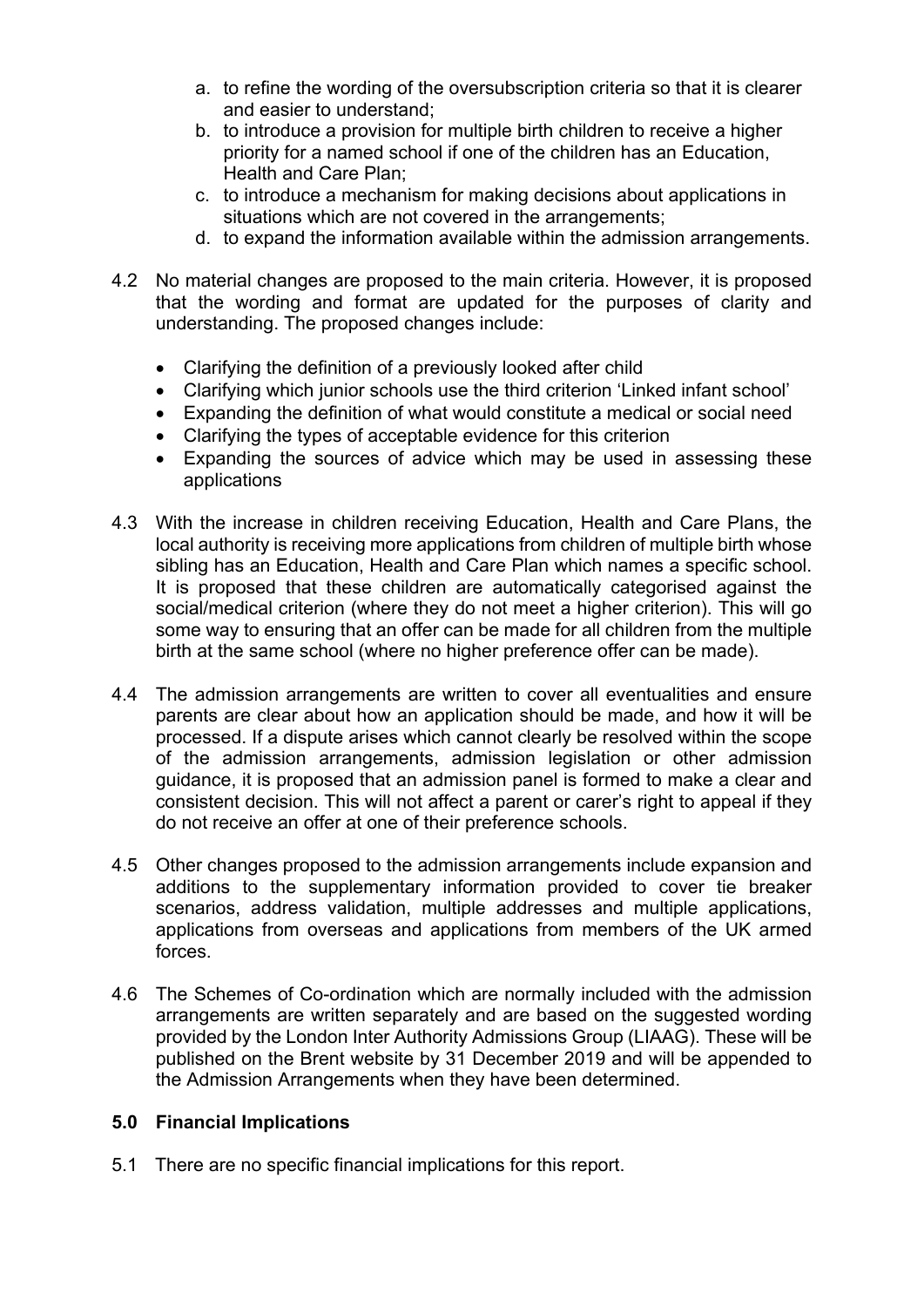a. to refine the wording of the oversubscription criteria so that it is clearer and easier to understand;
b. to introduce a provision for multiple birth children to receive a higher priority for a named school if one of the children has an Education, Health and Care Plan;
c. to introduce a mechanism for making decisions about applications in situations which are not covered in the arrangements;
d. to expand the information available within the admission arrangements.

4.2 No material changes are proposed to the main criteria. However, it is proposed that the wording and format are updated for the purposes of clarity and understanding. The proposed changes include:

- Clarifying the definition of a previously looked after child
- Clarifying which junior schools use the third criterion 'Linked infant school'
- Expanding the definition of what would constitute a medical or social need
- Clarifying the types of acceptable evidence for this criterion
- Expanding the sources of advice which may be used in assessing these applications

4.3 With the increase in children receiving Education, Health and Care Plans, the local authority is receiving more applications from children of multiple birth whose sibling has an Education, Health and Care Plan which names a specific school. It is proposed that these children are automatically categorised against the social/medical criterion (where they do not meet a higher criterion). This will go some way to ensuring that an offer can be made for all children from the multiple birth at the same school (where no higher preference offer can be made).

4.4 The admission arrangements are written to cover all eventualities and ensure parents are clear about how an application should be made, and how it will be processed. If a dispute arises which cannot clearly be resolved within the scope of the admission arrangements, admission legislation or other admission guidance, it is proposed that an admission panel is formed to make a clear and consistent decision. This will not affect a parent or carer's right to appeal if they do not receive an offer at one of their preference schools.

4.5 Other changes proposed to the admission arrangements include expansion and additions to the supplementary information provided to cover tie breaker scenarios, address validation, multiple addresses and multiple applications, applications from overseas and applications from members of the UK armed forces.

4.6 The Schemes of Co-ordination which are normally included with the admission arrangements are written separately and are based on the suggested wording provided by the London Inter Authority Admissions Group (LIAAG). These will be published on the Brent website by 31 December 2019 and will be appended to the Admission Arrangements when they have been determined.

## 5.0 Financial Implications

5.1 There are no specific financial implications for this report.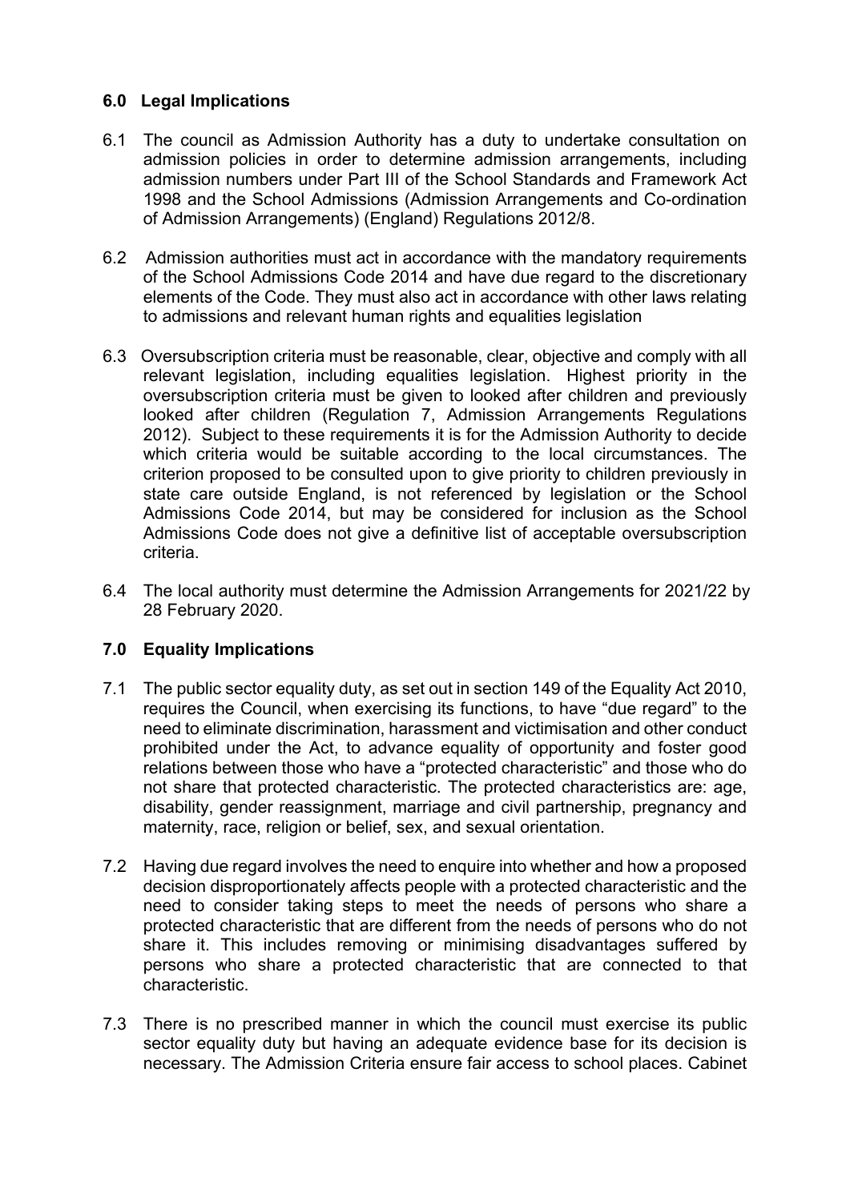## 6.0 Legal Implications

6.1 The council as Admission Authority has a duty to undertake consultation on admission policies in order to determine admission arrangements, including admission numbers under Part III of the School Standards and Framework Act 1998 and the School Admissions (Admission Arrangements and Co-ordination of Admission Arrangements) (England) Regulations 2012/8.

6.2 Admission authorities must act in accordance with the mandatory requirements of the School Admissions Code 2014 and have due regard to the discretionary elements of the Code. They must also act in accordance with other laws relating to admissions and relevant human rights and equalities legislation

6.3 Oversubscription criteria must be reasonable, clear, objective and comply with all relevant legislation, including equalities legislation. Highest priority in the oversubscription criteria must be given to looked after children and previously looked after children (Regulation 7, Admission Arrangements Regulations 2012). Subject to these requirements it is for the Admission Authority to decide which criteria would be suitable according to the local circumstances. The criterion proposed to be consulted upon to give priority to children previously in state care outside England, is not referenced by legislation or the School Admissions Code 2014, but may be considered for inclusion as the School Admissions Code does not give a definitive list of acceptable oversubscription criteria.

6.4 The local authority must determine the Admission Arrangements for 2021/22 by 28 February 2020.

## 7.0 Equality Implications

7.1 The public sector equality duty, as set out in section 149 of the Equality Act 2010, requires the Council, when exercising its functions, to have "due regard" to the need to eliminate discrimination, harassment and victimisation and other conduct prohibited under the Act, to advance equality of opportunity and foster good relations between those who have a "protected characteristic" and those who do not share that protected characteristic. The protected characteristics are: age, disability, gender reassignment, marriage and civil partnership, pregnancy and maternity, race, religion or belief, sex, and sexual orientation.

7.2 Having due regard involves the need to enquire into whether and how a proposed decision disproportionately affects people with a protected characteristic and the need to consider taking steps to meet the needs of persons who share a protected characteristic that are different from the needs of persons who do not share it. This includes removing or minimising disadvantages suffered by persons who share a protected characteristic that are connected to that characteristic.

7.3 There is no prescribed manner in which the council must exercise its public sector equality duty but having an adequate evidence base for its decision is necessary. The Admission Criteria ensure fair access to school places. Cabinet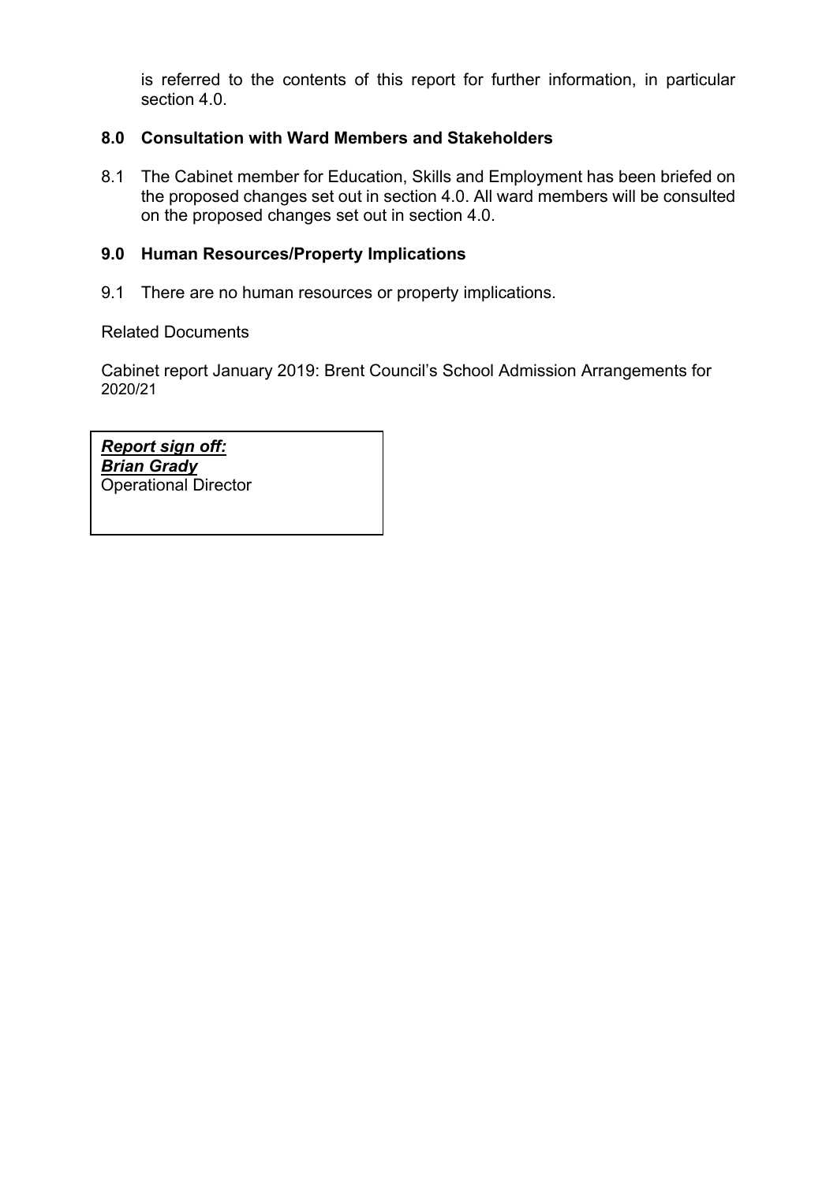is referred to the contents of this report for further information, in particular section 4.0.

## 8.0 Consultation with Ward Members and Stakeholders

8.1 The Cabinet member for Education, Skills and Employment has been briefed on the proposed changes set out in section 4.0. All ward members will be consulted on the proposed changes set out in section 4.0.

## 9.0 Human Resources/Property Implications

9.1 There are no human resources or property implications.

Related Documents

Cabinet report January 2019: Brent Council's School Admission Arrangements for 2020/21

***Report sign off:***
***Brian Grady***
Operational Director